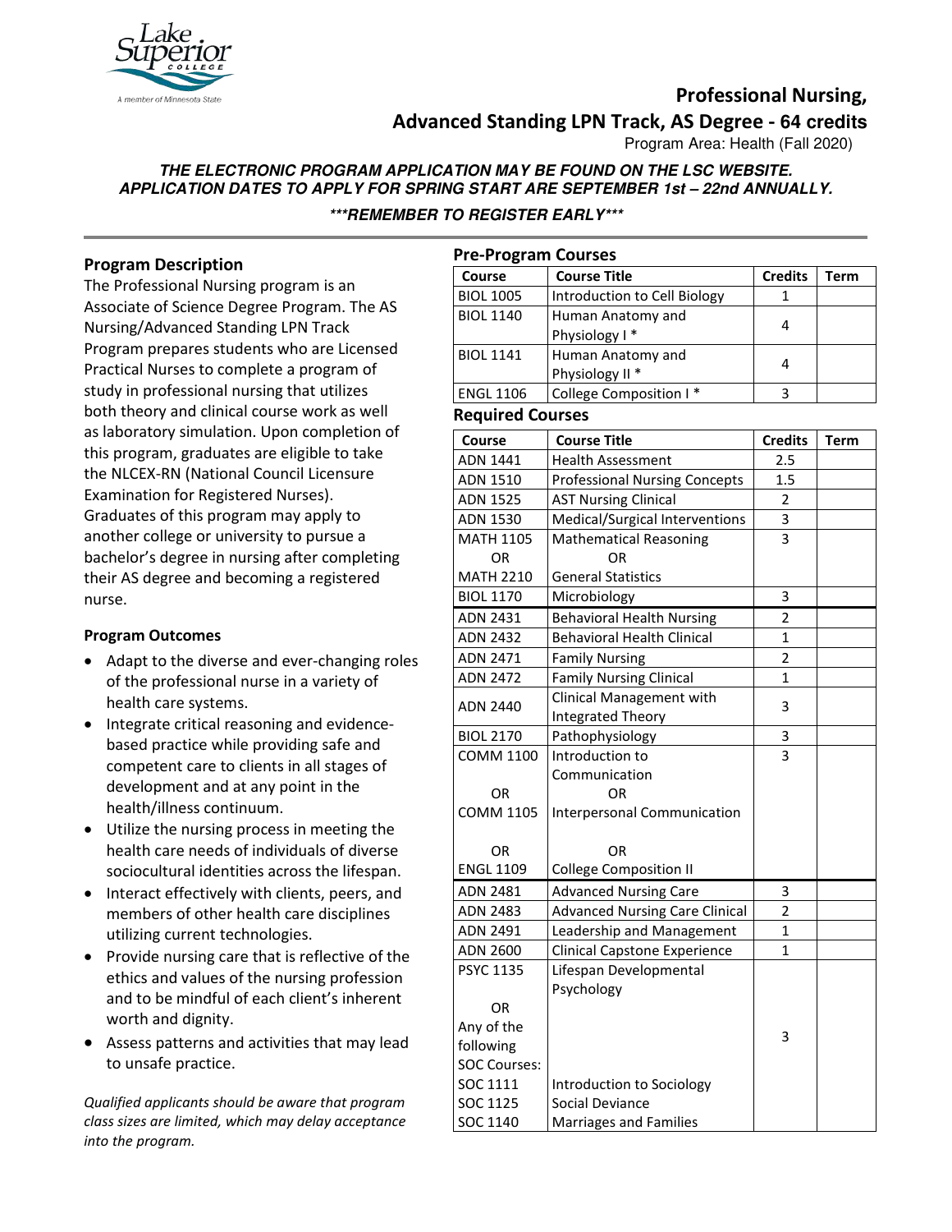# Professional Nursing, Advanced Standing LPN Track, AS Degree - 64 credits

Program Area: Health (Fall 2020)

***THE ELECTRONIC PROGRAM APPLICATION MAY BE FOUND ON THE LSC WEBSITE.***
***APPLICATION DATES TO APPLY FOR SPRING START ARE SEPTEMBER 1st – 22nd ANNUALLY.***

****\*\*\*REMEMBER TO REGISTER EARLY\*\*\*****

## Program Description

The Professional Nursing program is an Associate of Science Degree Program. The AS Nursing/Advanced Standing LPN Track Program prepares students who are Licensed Practical Nurses to complete a program of study in professional nursing that utilizes both theory and clinical course work as well as laboratory simulation. Upon completion of this program, graduates are eligible to take the NLCEX-RN (National Council Licensure Examination for Registered Nurses). Graduates of this program may apply to another college or university to pursue a bachelor's degree in nursing after completing their AS degree and becoming a registered nurse.

### Program Outcomes

- Adapt to the diverse and ever-changing roles of the professional nurse in a variety of health care systems.
- Integrate critical reasoning and evidence-based practice while providing safe and competent care to clients in all stages of development and at any point in the health/illness continuum.
- Utilize the nursing process in meeting the health care needs of individuals of diverse sociocultural identities across the lifespan.
- Interact effectively with clients, peers, and members of other health care disciplines utilizing current technologies.
- Provide nursing care that is reflective of the ethics and values of the nursing profession and to be mindful of each client's inherent worth and dignity.
- Assess patterns and activities that may lead to unsafe practice.

*Qualified applicants should be aware that program class sizes are limited, which may delay acceptance into the program.*

## Pre-Program Courses

| Course | Course Title | Credits | Term |
|---|---|---|---|
| BIOL 1005 | Introduction to Cell Biology | 1 | |
| BIOL 1140 | Human Anatomy and Physiology I * | 4 | |
| BIOL 1141 | Human Anatomy and Physiology II * | 4 | |
| ENGL 1106 | College Composition I * | 3 | |

## Required Courses

| Course | Course Title | Credits | Term |
|---|---|---|---|
| ADN 1441 | Health Assessment | 2.5 | |
| ADN 1510 | Professional Nursing Concepts | 1.5 | |
| ADN 1525 | AST Nursing Clinical | 2 | |
| ADN 1530 | Medical/Surgical Interventions | 3 | |
| MATH 1105 OR MATH 2210 | Mathematical Reasoning OR General Statistics | 3 | |
| BIOL 1170 | Microbiology | 3 | |
| ADN 2431 | Behavioral Health Nursing | 2 | |
| ADN 2432 | Behavioral Health Clinical | 1 | |
| ADN 2471 | Family Nursing | 2 | |
| ADN 2472 | Family Nursing Clinical | 1 | |
| ADN 2440 | Clinical Management with Integrated Theory | 3 | |
| BIOL 2170 | Pathophysiology | 3 | |
| COMM 1100 OR COMM 1105 OR ENGL 1109 | Introduction to Communication OR Interpersonal Communication OR College Composition II | 3 | |
| ADN 2481 | Advanced Nursing Care | 3 | |
| ADN 2483 | Advanced Nursing Care Clinical | 2 | |
| ADN 2491 | Leadership and Management | 1 | |
| ADN 2600 | Clinical Capstone Experience | 1 | |
| PSYC 1135 OR Any of the following SOC Courses: SOC 1111, SOC 1125, SOC 1140 | Lifespan Developmental Psychology; Introduction to Sociology; Social Deviance; Marriages and Families | 3 | |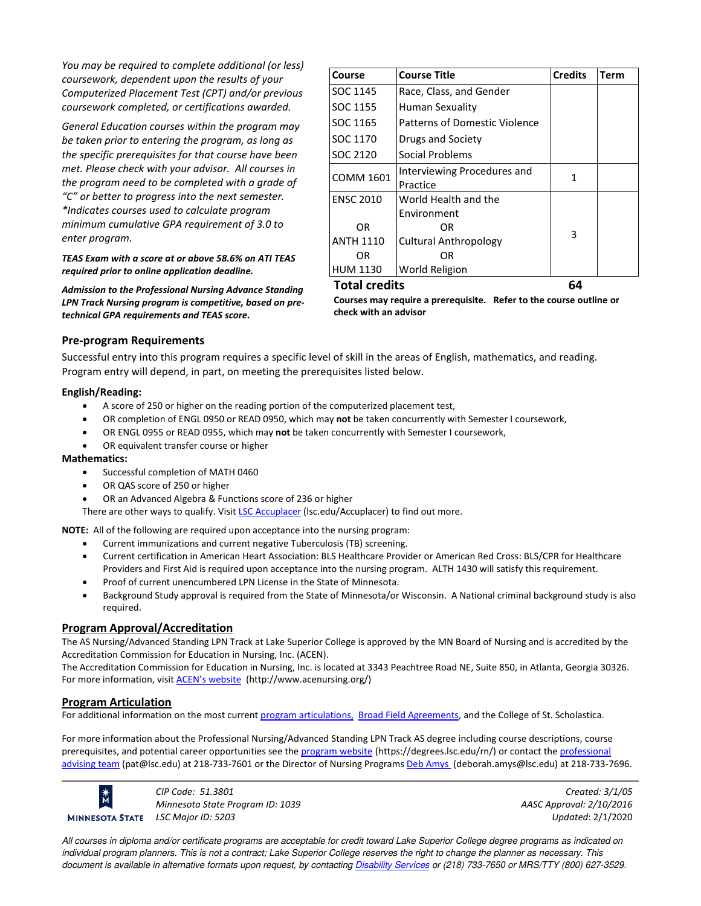*You may be required to complete additional (or less) coursework, dependent upon the results of your Computerized Placement Test (CPT) and/or previous coursework completed, or certifications awarded.*

*General Education courses within the program may be taken prior to entering the program, as long as the specific prerequisites for that course have been met. Please check with your advisor. All courses in the program need to be completed with a grade of "C" or better to progress into the next semester. *Indicates courses used to calculate program minimum cumulative GPA requirement of 3.0 to enter program.*

***TEAS Exam with a score at or above 58.6% on ATI TEAS required prior to online application deadline.***

***Admission to the Professional Nursing Advance Standing LPN Track Nursing program is competitive, based on pre-technical GPA requirements and TEAS score.***

| Course | Course Title | Credits | Term |
|---|---|---|---|
| SOC 1145 | Race, Class, and Gender | | |
| SOC 1155 | Human Sexuality | | |
| SOC 1165 | Patterns of Domestic Violence | | |
| SOC 1170 | Drugs and Society | | |
| SOC 2120 | Social Problems | | |
| COMM 1601 | Interviewing Procedures and Practice | 1 | |
| ENSC 2010 OR ANTH 1110 OR HUM 1130 | World Health and the Environment OR Cultural Anthropology OR World Religion | 3 | |
| **Total credits** | | **64** | |

**Courses may require a prerequisite. Refer to the course outline or check with an advisor**

### Pre-program Requirements

Successful entry into this program requires a specific level of skill in the areas of English, mathematics, and reading. Program entry will depend, in part, on meeting the prerequisites listed below.

**English/Reading:**

- A score of 250 or higher on the reading portion of the computerized placement test,
- OR completion of ENGL 0950 or READ 0950, which may **not** be taken concurrently with Semester I coursework,
- OR ENGL 0955 or READ 0955, which may **not** be taken concurrently with Semester I coursework,
- OR equivalent transfer course or higher

**Mathematics:**

- Successful completion of MATH 0460
- OR QAS score of 250 or higher
- OR an Advanced Algebra & Functions score of 236 or higher

There are other ways to qualify. Visit LSC Accuplacer (lsc.edu/Accuplacer) to find out more.

**NOTE:** All of the following are required upon acceptance into the nursing program:

- Current immunizations and current negative Tuberculosis (TB) screening.
- Current certification in American Heart Association: BLS Healthcare Provider or American Red Cross: BLS/CPR for Healthcare Providers and First Aid is required upon acceptance into the nursing program. ALTH 1430 will satisfy this requirement.
- Proof of current unencumbered LPN License in the State of Minnesota.
- Background Study approval is required from the State of Minnesota/or Wisconsin. A National criminal background study is also required.

### Program Approval/Accreditation

The AS Nursing/Advanced Standing LPN Track at Lake Superior College is approved by the MN Board of Nursing and is accredited by the Accreditation Commission for Education in Nursing, Inc. (ACEN).
The Accreditation Commission for Education in Nursing, Inc. is located at 3343 Peachtree Road NE, Suite 850, in Atlanta, Georgia 30326. For more information, visit ACEN's website (http://www.acenursing.org/)

### Program Articulation

For additional information on the most current program articulations, Broad Field Agreements, and the College of St. Scholastica.

For more information about the Professional Nursing/Advanced Standing LPN Track AS degree including course descriptions, course prerequisites, and potential career opportunities see the program website (https://degrees.lsc.edu/rn/) or contact the professional advising team (pat@lsc.edu) at 218-733-7601 or the Director of Nursing Programs Deb Amys (deborah.amys@lsc.edu) at 218-733-7696.

MINNESOTA STATE

*CIP Code: 51.3801*
*Minnesota State Program ID: 1039*
*LSC Major ID: 5203*

*Created: 3/1/05*
*AASC Approval: 2/10/2016*
*Updated: 2/1/2020*

*All courses in diploma and/or certificate programs are acceptable for credit toward Lake Superior College degree programs as indicated on individual program planners. This is not a contract; Lake Superior College reserves the right to change the planner as necessary. This document is available in alternative formats upon request, by contacting Disability Services or (218) 733-7650 or MRS/TTY (800) 627-3529.*